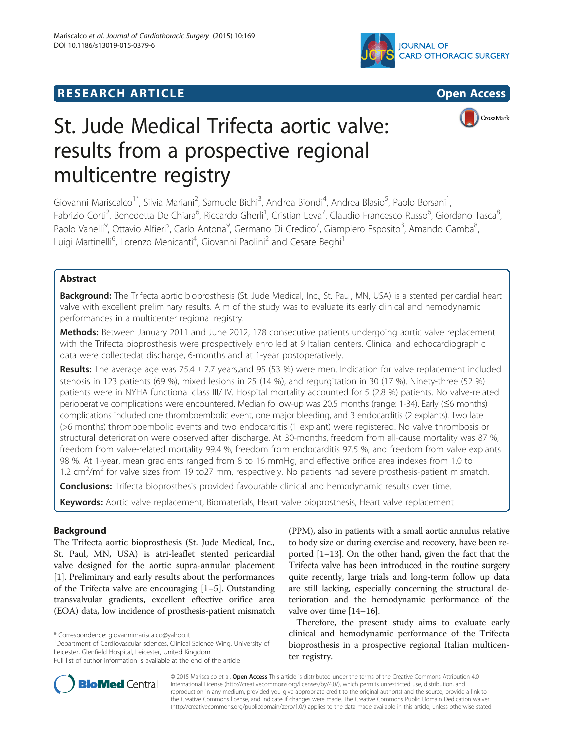RESEARCH ARTICLE

Open Access

# St. Jude Medical Trifecta aortic valve: results from a prospective regional multicentre registry

Giovanni Mariscalco[1*], Silvia Mariani[2], Samuele Bichi[3], Andrea Biondi[4], Andrea Blasio[5], Paolo Borsani[1], Fabrizio Corti[2], Benedetta De Chiara[6], Riccardo Gherli[1], Cristian Leva[7], Claudio Francesco Russo[6], Giordano Tasca[8], Paolo Vanelli[9], Ottavio Alfieri[5], Carlo Antona[9], Germano Di Credico[7], Giampiero Esposito[3], Amando Gamba[8], Luigi Martinelli[6], Lorenzo Menicanti[4], Giovanni Paolini[2] and Cesare Beghi[1]

## Abstract

**Background:** The Trifecta aortic bioprosthesis (St. Jude Medical, Inc., St. Paul, MN, USA) is a stented pericardial heart valve with excellent preliminary results. Aim of the study was to evaluate its early clinical and hemodynamic performances in a multicenter regional registry.

**Methods:** Between January 2011 and June 2012, 178 consecutive patients undergoing aortic valve replacement with the Trifecta bioprosthesis were prospectively enrolled at 9 Italian centers. Clinical and echocardiographic data were collectedat discharge, 6-months and at 1-year postoperatively.

**Results:** The average age was 75.4 ± 7.7 years,and 95 (53 %) were men. Indication for valve replacement included stenosis in 123 patients (69 %), mixed lesions in 25 (14 %), and regurgitation in 30 (17 %). Ninety-three (52 %) patients were in NYHA functional class III/ IV. Hospital mortality accounted for 5 (2.8 %) patients. No valve-related perioperative complications were encountered. Median follow-up was 20.5 months (range: 1-34). Early (≤6 months) complications included one thromboembolic event, one major bleeding, and 3 endocarditis (2 explants). Two late (>6 months) thromboembolic events and two endocarditis (1 explant) were registered. No valve thrombosis or structural deterioration were observed after discharge. At 30-months, freedom from all-cause mortality was 87 %, freedom from valve-related mortality 99.4 %, freedom from endocarditis 97.5 %, and freedom from valve explants 98 %. At 1-year, mean gradients ranged from 8 to 16 mmHg, and effective orifice area indexes from 1.0 to 1.2 $cm^2/m^2$ for valve sizes from 19 to27 mm, respectively. No patients had severe prosthesis-patient mismatch.

**Conclusions:** Trifecta bioprosthesis provided favourable clinical and hemodynamic results over time.

**Keywords:** Aortic valve replacement, Biomaterials, Heart valve bioprosthesis, Heart valve replacement

## Background

The Trifecta aortic bioprosthesis (St. Jude Medical, Inc., St. Paul, MN, USA) is atri-leaflet stented pericardial valve designed for the aortic supra-annular placement [1]. Preliminary and early results about the performances of the Trifecta valve are encouraging [1–5]. Outstanding transvalvular gradients, excellent effective orifice area (EOA) data, low incidence of prosthesis-patient mismatch (PPM), also in patients with a small aortic annulus relative to body size or during exercise and recovery, have been reported [1–13]. On the other hand, given the fact that the Trifecta valve has been introduced in the routine surgery quite recently, large trials and long-term follow up data are still lacking, especially concerning the structural deterioration and the hemodynamic performance of the valve over time [14–16].

Therefore, the present study aims to evaluate early clinical and hemodynamic performance of the Trifecta bioprosthesis in a prospective regional Italian multicenter registry.

* Correspondence: giovannimariscalco@yahoo.it
[1]Department of Cardiovascular sciences, Clinical Science Wing, University of Leicester, Glenfield Hospital, Leicester, United Kingdom
Full list of author information is available at the end of the article

© 2015 Mariscalco et al. **Open Access** This article is distributed under the terms of the Creative Commons Attribution 4.0 International License (http://creativecommons.org/licenses/by/4.0/), which permits unrestricted use, distribution, and reproduction in any medium, provided you give appropriate credit to the original author(s) and the source, provide a link to the Creative Commons license, and indicate if changes were made. The Creative Commons Public Domain Dedication waiver (http://creativecommons.org/publicdomain/zero/1.0/) applies to the data made available in this article, unless otherwise stated.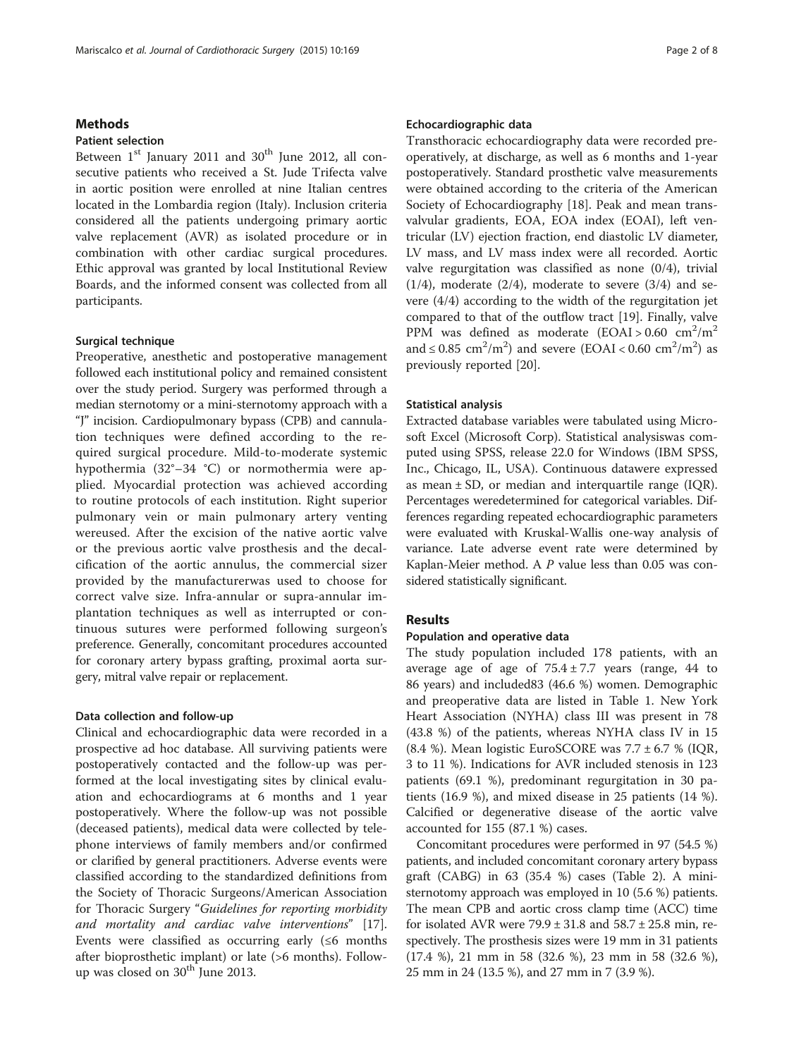## Methods

### Patient selection

Between 1st January 2011 and 30th June 2012, all consecutive patients who received a St. Jude Trifecta valve in aortic position were enrolled at nine Italian centres located in the Lombardia region (Italy). Inclusion criteria considered all the patients undergoing primary aortic valve replacement (AVR) as isolated procedure or in combination with other cardiac surgical procedures. Ethic approval was granted by local Institutional Review Boards, and the informed consent was collected from all participants.

### Surgical technique

Preoperative, anesthetic and postoperative management followed each institutional policy and remained consistent over the study period. Surgery was performed through a median sternotomy or a mini-sternotomy approach with a "J" incision. Cardiopulmonary bypass (CPB) and cannulation techniques were defined according to the required surgical procedure. Mild-to-moderate systemic hypothermia (32°–34 °C) or normothermia were applied. Myocardial protection was achieved according to routine protocols of each institution. Right superior pulmonary vein or main pulmonary artery venting wereused. After the excision of the native aortic valve or the previous aortic valve prosthesis and the decalcification of the aortic annulus, the commercial sizer provided by the manufacturerwas used to choose for correct valve size. Infra-annular or supra-annular implantation techniques as well as interrupted or continuous sutures were performed following surgeon's preference. Generally, concomitant procedures accounted for coronary artery bypass grafting, proximal aorta surgery, mitral valve repair or replacement.

### Data collection and follow-up

Clinical and echocardiographic data were recorded in a prospective ad hoc database. All surviving patients were postoperatively contacted and the follow-up was performed at the local investigating sites by clinical evaluation and echocardiograms at 6 months and 1 year postoperatively. Where the follow-up was not possible (deceased patients), medical data were collected by telephone interviews of family members and/or confirmed or clarified by general practitioners. Adverse events were classified according to the standardized definitions from the Society of Thoracic Surgeons/American Association for Thoracic Surgery "*Guidelines for reporting morbidity and mortality and cardiac valve interventions*" [17]. Events were classified as occurring early (≤6 months after bioprosthetic implant) or late (>6 months). Follow-up was closed on 30th June 2013.

### Echocardiographic data

Transthoracic echocardiography data were recorded preoperatively, at discharge, as well as 6 months and 1-year postoperatively. Standard prosthetic valve measurements were obtained according to the criteria of the American Society of Echocardiography [18]. Peak and mean transvalvular gradients, EOA, EOA index (EOAI), left ventricular (LV) ejection fraction, end diastolic LV diameter, LV mass, and LV mass index were all recorded. Aortic valve regurgitation was classified as none (0/4), trivial (1/4), moderate (2/4), moderate to severe (3/4) and severe (4/4) according to the width of the regurgitation jet compared to that of the outflow tract [19]. Finally, valve PPM was defined as moderate (EOAI > 0.60 $cm^2/m^2$ and ≤ 0.85 $cm^2/m^2$) and severe (EOAI < 0.60 $cm^2/m^2$) as previously reported [20].

### Statistical analysis

Extracted database variables were tabulated using Microsoft Excel (Microsoft Corp). Statistical analysiswas computed using SPSS, release 22.0 for Windows (IBM SPSS, Inc., Chicago, IL, USA). Continuous datawere expressed as mean ± SD, or median and interquartile range (IQR). Percentages weredetermined for categorical variables. Differences regarding repeated echocardiographic parameters were evaluated with Kruskal-Wallis one-way analysis of variance. Late adverse event rate were determined by Kaplan-Meier method. A *P* value less than 0.05 was considered statistically significant.

## Results

### Population and operative data

The study population included 178 patients, with an average age of age of 75.4 ± 7.7 years (range, 44 to 86 years) and included83 (46.6 %) women. Demographic and preoperative data are listed in Table 1. New York Heart Association (NYHA) class III was present in 78 (43.8 %) of the patients, whereas NYHA class IV in 15 (8.4 %). Mean logistic EuroSCORE was 7.7 ± 6.7 % (IQR, 3 to 11 %). Indications for AVR included stenosis in 123 patients (69.1 %), predominant regurgitation in 30 patients (16.9 %), and mixed disease in 25 patients (14 %). Calcified or degenerative disease of the aortic valve accounted for 155 (87.1 %) cases.

Concomitant procedures were performed in 97 (54.5 %) patients, and included concomitant coronary artery bypass graft (CABG) in 63 (35.4 %) cases (Table 2). A mini-sternotomy approach was employed in 10 (5.6 %) patients. The mean CPB and aortic cross clamp time (ACC) time for isolated AVR were 79.9 ± 31.8 and 58.7 ± 25.8 min, respectively. The prosthesis sizes were 19 mm in 31 patients (17.4 %), 21 mm in 58 (32.6 %), 23 mm in 58 (32.6 %), 25 mm in 24 (13.5 %), and 27 mm in 7 (3.9 %).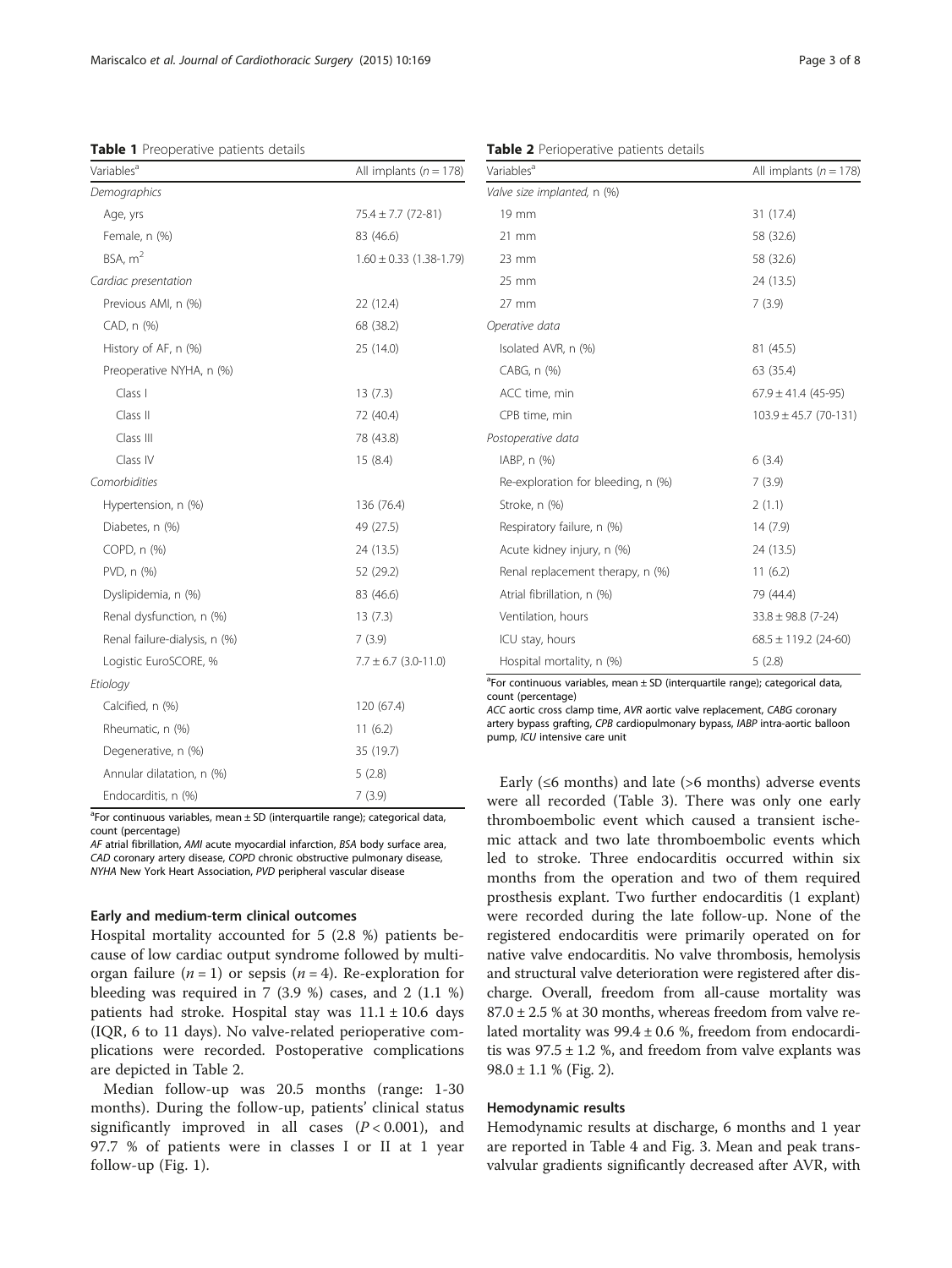**Table 1** Preoperative patients details

| Variables[a] | All implants ($n = 178$) |
|---|---|
| *Demographics* | |
| Age, yrs | 75.4 ± 7.7 (72-81) |
| Female, n (%) | 83 (46.6) |
| BSA, $m^2$ | 1.60 ± 0.33 (1.38-1.79) |
| *Cardiac presentation* | |
| Previous AMI, n (%) | 22 (12.4) |
| CAD, n (%) | 68 (38.2) |
| History of AF, n (%) | 25 (14.0) |
| Preoperative NYHA, n (%) | |
| Class I | 13 (7.3) |
| Class II | 72 (40.4) |
| Class III | 78 (43.8) |
| Class IV | 15 (8.4) |
| *Comorbidities* | |
| Hypertension, n (%) | 136 (76.4) |
| Diabetes, n (%) | 49 (27.5) |
| COPD, n (%) | 24 (13.5) |
| PVD, n (%) | 52 (29.2) |
| Dyslipidemia, n (%) | 83 (46.6) |
| Renal dysfunction, n (%) | 13 (7.3) |
| Renal failure-dialysis, n (%) | 7 (3.9) |
| Logistic EuroSCORE, % | 7.7 ± 6.7 (3.0-11.0) |
| *Etiology* | |
| Calcified, n (%) | 120 (67.4) |
| Rheumatic, n (%) | 11 (6.2) |
| Degenerative, n (%) | 35 (19.7) |
| Annular dilatation, n (%) | 5 (2.8) |
| Endocarditis, n (%) | 7 (3.9) |

[a]For continuous variables, mean ± SD (interquartile range); categorical data, count (percentage)

*AF* atrial fibrillation, *AMI* acute myocardial infarction, *BSA* body surface area, *CAD* coronary artery disease, *COPD* chronic obstructive pulmonary disease, *NYHA* New York Heart Association, *PVD* peripheral vascular disease

**Table 2** Perioperative patients details

| Variables[a] | All implants ($n = 178$) |
|---|---|
| *Valve size implanted, n (%)* | |
| 19 mm | 31 (17.4) |
| 21 mm | 58 (32.6) |
| 23 mm | 58 (32.6) |
| 25 mm | 24 (13.5) |
| 27 mm | 7 (3.9) |
| *Operative data* | |
| Isolated AVR, n (%) | 81 (45.5) |
| CABG, n (%) | 63 (35.4) |
| ACC time, min | 67.9 ± 41.4 (45-95) |
| CPB time, min | 103.9 ± 45.7 (70-131) |
| *Postoperative data* | |
| IABP, n (%) | 6 (3.4) |
| Re-exploration for bleeding, n (%) | 7 (3.9) |
| Stroke, n (%) | 2 (1.1) |
| Respiratory failure, n (%) | 14 (7.9) |
| Acute kidney injury, n (%) | 24 (13.5) |
| Renal replacement therapy, n (%) | 11 (6.2) |
| Atrial fibrillation, n (%) | 79 (44.4) |
| Ventilation, hours | 33.8 ± 98.8 (7-24) |
| ICU stay, hours | 68.5 ± 119.2 (24-60) |
| Hospital mortality, n (%) | 5 (2.8) |

[a]For continuous variables, mean ± SD (interquartile range); categorical data, count (percentage)

*ACC* aortic cross clamp time, *AVR* aortic valve replacement, *CABG* coronary artery bypass grafting, *CPB* cardiopulmonary bypass, *IABP* intra-aortic balloon pump, *ICU* intensive care unit

### Early and medium-term clinical outcomes

Hospital mortality accounted for 5 (2.8 %) patients because of low cardiac output syndrome followed by multi-organ failure ($n = 1$) or sepsis ($n = 4$). Re-exploration for bleeding was required in 7 (3.9 %) cases, and 2 (1.1 %) patients had stroke. Hospital stay was 11.1 ± 10.6 days (IQR, 6 to 11 days). No valve-related perioperative complications were recorded. Postoperative complications are depicted in Table 2.

Median follow-up was 20.5 months (range: 1-30 months). During the follow-up, patients' clinical status significantly improved in all cases ($P < 0.001$), and 97.7 % of patients were in classes I or II at 1 year follow-up (Fig. 1).

Early (≤6 months) and late (>6 months) adverse events were all recorded (Table 3). There was only one early thromboembolic event which caused a transient ischemic attack and two late thromboembolic events which led to stroke. Three endocarditis occurred within six months from the operation and two of them required prosthesis explant. Two further endocarditis (1 explant) were recorded during the late follow-up. None of the registered endocarditis were primarily operated on for native valve endocarditis. No valve thrombosis, hemolysis and structural valve deterioration were registered after discharge. Overall, freedom from all-cause mortality was 87.0 ± 2.5 % at 30 months, whereas freedom from valve related mortality was 99.4 ± 0.6 %, freedom from endocarditis was 97.5 ± 1.2 %, and freedom from valve explants was 98.0 ± 1.1 % (Fig. 2).

### Hemodynamic results

Hemodynamic results at discharge, 6 months and 1 year are reported in Table 4 and Fig. 3. Mean and peak transvalvular gradients significantly decreased after AVR, with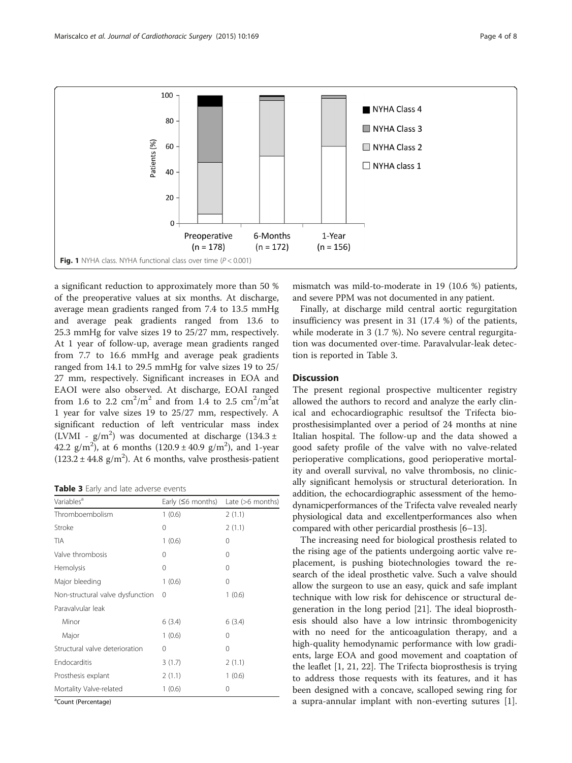Fig. 1 NYHA class. NYHA functional class over time ($P < 0.001$)

a significant reduction to approximately more than 50 % of the preoperative values at six months. At discharge, average mean gradients ranged from 7.4 to 13.5 mmHg and average peak gradients ranged from 13.6 to 25.3 mmHg for valve sizes 19 to 25/27 mm, respectively. At 1 year of follow-up, average mean gradients ranged from 7.7 to 16.6 mmHg and average peak gradients ranged from 14.1 to 29.5 mmHg for valve sizes 19 to 25/27 mm, respectively. Significant increases in EOA and EAOI were also observed. At discharge, EOAI ranged from 1.6 to 2.2 $cm^2/m^2$ and from 1.4 to 2.5 $cm^2/m^2$at 1 year for valve sizes 19 to 25/27 mm, respectively. A significant reduction of left ventricular mass index (LVMI - $g/m^2$) was documented at discharge (134.3 ± 42.2 $g/m^2$), at 6 months (120.9 ± 40.9 $g/m^2$), and 1-year (123.2 ± 44.8 $g/m^2$). At 6 months, valve prosthesis-patient mismatch was mild-to-moderate in 19 (10.6 %) patients, and severe PPM was not documented in any patient.

Finally, at discharge mild central aortic regurgitation insufficiency was present in 31 (17.4 %) of the patients, while moderate in 3 (1.7 %). No severe central regurgitation was documented over-time. Paravalvular-leak detection is reported in Table 3.

**Table 3** Early and late adverse events

| Variables[a] | Early (≤6 months) | Late (>6 months) |
|---|---|---|
| Thromboembolism | 1 (0.6) | 2 (1.1) |
| Stroke | 0 | 2 (1.1) |
| TIA | 1 (0.6) | 0 |
| Valve thrombosis | 0 | 0 |
| Hemolysis | 0 | 0 |
| Major bleeding | 1 (0.6) | 0 |
| Non-structural valve dysfunction | 0 | 1 (0.6) |
| Paravalvular leak | | |
| Minor | 6 (3.4) | 6 (3.4) |
| Major | 1 (0.6) | 0 |
| Structural valve deterioration | 0 | 0 |
| Endocarditis | 3 (1.7) | 2 (1.1) |
| Prosthesis explant | 2 (1.1) | 1 (0.6) |
| Mortality Valve-related | 1 (0.6) | 0 |

[a]Count (Percentage)

## Discussion

The present regional prospective multicenter registry allowed the authors to record and analyze the early clinical and echocardiographic resultsof the Trifecta bioprosthesisimplanted over a period of 24 months at nine Italian hospital. The follow-up and the data showed a good safety profile of the valve with no valve-related perioperative complications, good perioperative mortality and overall survival, no valve thrombosis, no clinically significant hemolysis or structural deterioration. In addition, the echocardiographic assessment of the hemodynamicperformances of the Trifecta valve revealed nearly physiological data and excellentperformances also when compared with other pericardial prosthesis [6–13].

The increasing need for biological prosthesis related to the rising age of the patients undergoing aortic valve replacement, is pushing biotechnologies toward the research of the ideal prosthetic valve. Such a valve should allow the surgeon to use an easy, quick and safe implant technique with low risk for dehiscence or structural degeneration in the long period [21]. The ideal bioprosthesis should also have a low intrinsic thrombogenicity with no need for the anticoagulation therapy, and a high-quality hemodynamic performance with low gradients, large EOA and good movement and coaptation of the leaflet [1, 21, 22]. The Trifecta bioprosthesis is trying to address those requests with its features, and it has been designed with a concave, scalloped sewing ring for a supra-annular implant with non-everting sutures [1].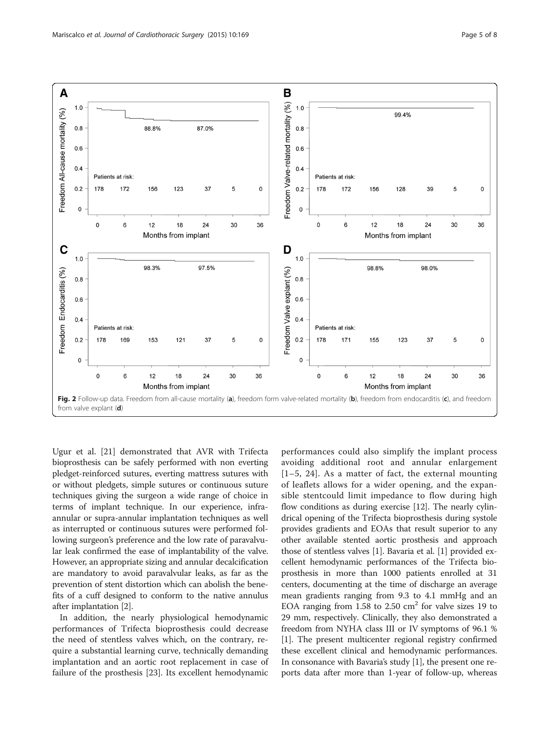Fig. 2 Follow-up data. Freedom from all-cause mortality (**a**), freedom form valve-related mortality (**b**), freedom from endocarditis (**c**), and freedom from valve explant (**d**)

Ugur et al. [21] demonstrated that AVR with Trifecta bioprosthesis can be safely performed with non everting pledget-reinforced sutures, everting mattress sutures with or without pledgets, simple sutures or continuous suture techniques giving the surgeon a wide range of choice in terms of implant technique. In our experience, infra-annular or supra-annular implantation techniques as well as interrupted or continuous sutures were performed following surgeon's preference and the low rate of paravalvular leak confirmed the ease of implantability of the valve. However, an appropriate sizing and annular decalcification are mandatory to avoid paravalvular leaks, as far as the prevention of stent distortion which can abolish the benefits of a cuff designed to conform to the native annulus after implantation [2].

In addition, the nearly physiological hemodynamic performances of Trifecta bioprosthesis could decrease the need of stentless valves which, on the contrary, require a substantial learning curve, technically demanding implantation and an aortic root replacement in case of failure of the prosthesis [23]. Its excellent hemodynamic performances could also simplify the implant process avoiding additional root and annular enlargement [1–5, 24]. As a matter of fact, the external mounting of leaflets allows for a wider opening, and the expansible stentcould limit impedance to flow during high flow conditions as during exercise [12]. The nearly cylindrical opening of the Trifecta bioprosthesis during systole provides gradients and EOAs that result superior to any other available stented aortic prosthesis and approach those of stentless valves [1]. Bavaria et al. [1] provided excellent hemodynamic performances of the Trifecta bioprosthesis in more than 1000 patients enrolled at 31 centers, documenting at the time of discharge an average mean gradients ranging from 9.3 to 4.1 mmHg and an EOA ranging from 1.58 to 2.50 $cm^2$ for valve sizes 19 to 29 mm, respectively. Clinically, they also demonstrated a freedom from NYHA class III or IV symptoms of 96.1 % [1]. The present multicenter regional registry confirmed these excellent clinical and hemodynamic performances. In consonance with Bavaria's study [1], the present one reports data after more than 1-year of follow-up, whereas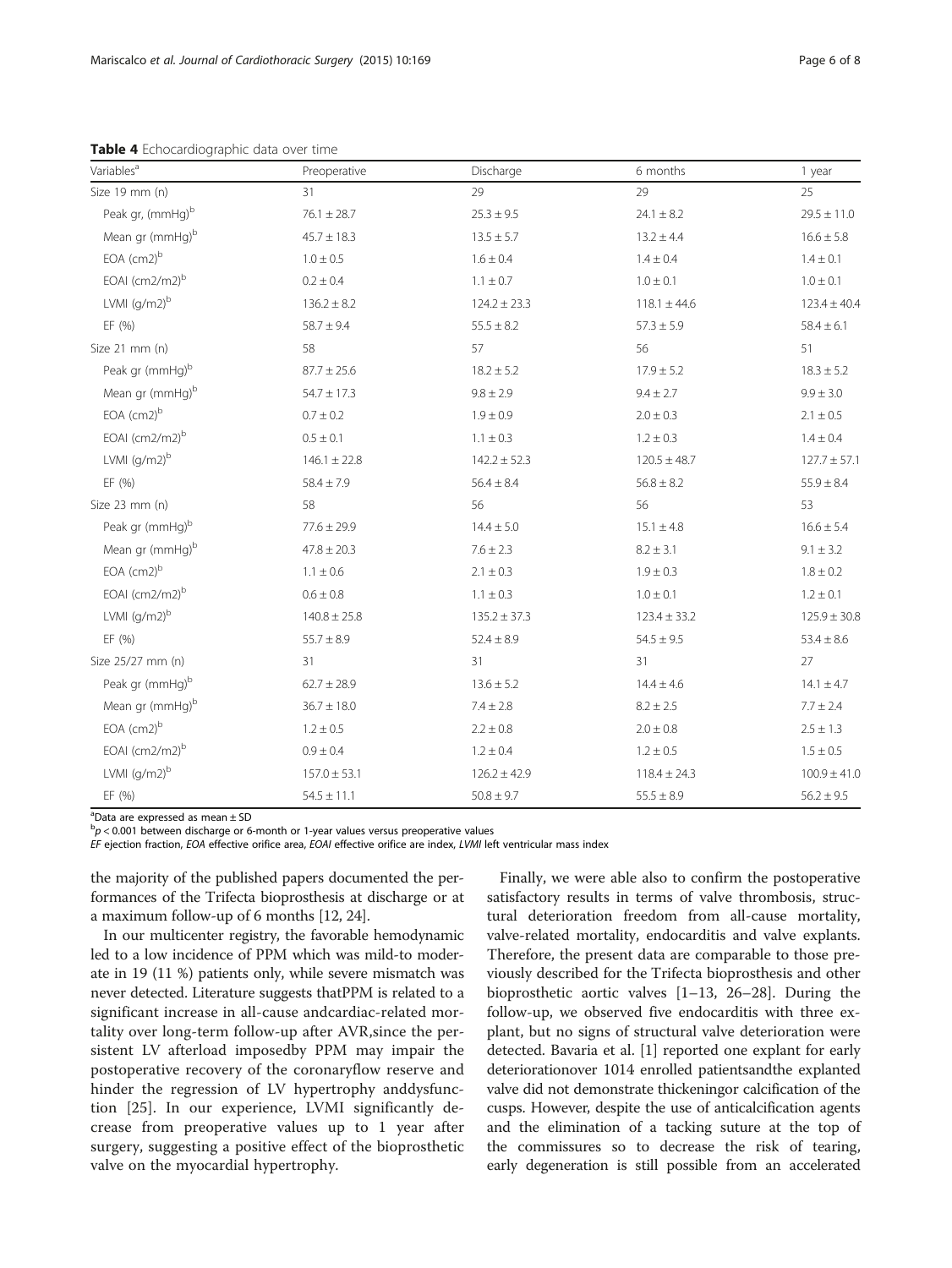**Table 4** Echocardiographic data over time

| Variables[a] | Preoperative | Discharge | 6 months | 1 year |
|---|---|---|---|---|
| Size 19 mm (n) | 31 | 29 | 29 | 25 |
| Peak gr, (mmHg)[b] | 76.1 ± 28.7 | 25.3 ± 9.5 | 24.1 ± 8.2 | 29.5 ± 11.0 |
| Mean gr (mmHg)[b] | 45.7 ± 18.3 | 13.5 ± 5.7 | 13.2 ± 4.4 | 16.6 ± 5.8 |
| EOA (cm2)[b] | 1.0 ± 0.5 | 1.6 ± 0.4 | 1.4 ± 0.4 | 1.4 ± 0.1 |
| EOAI (cm2/m2)[b] | 0.2 ± 0.4 | 1.1 ± 0.7 | 1.0 ± 0.1 | 1.0 ± 0.1 |
| LVMI (g/m2)[b] | 136.2 ± 8.2 | 124.2 ± 23.3 | 118.1 ± 44.6 | 123.4 ± 40.4 |
| EF (%) | 58.7 ± 9.4 | 55.5 ± 8.2 | 57.3 ± 5.9 | 58.4 ± 6.1 |
| Size 21 mm (n) | 58 | 57 | 56 | 51 |
| Peak gr (mmHg)[b] | 87.7 ± 25.6 | 18.2 ± 5.2 | 17.9 ± 5.2 | 18.3 ± 5.2 |
| Mean gr (mmHg)[b] | 54.7 ± 17.3 | 9.8 ± 2.9 | 9.4 ± 2.7 | 9.9 ± 3.0 |
| EOA (cm2)[b] | 0.7 ± 0.2 | 1.9 ± 0.9 | 2.0 ± 0.3 | 2.1 ± 0.5 |
| EOAI (cm2/m2)[b] | 0.5 ± 0.1 | 1.1 ± 0.3 | 1.2 ± 0.3 | 1.4 ± 0.4 |
| LVMI (g/m2)[b] | 146.1 ± 22.8 | 142.2 ± 52.3 | 120.5 ± 48.7 | 127.7 ± 57.1 |
| EF (%) | 58.4 ± 7.9 | 56.4 ± 8.4 | 56.8 ± 8.2 | 55.9 ± 8.4 |
| Size 23 mm (n) | 58 | 56 | 56 | 53 |
| Peak gr (mmHg)[b] | 77.6 ± 29.9 | 14.4 ± 5.0 | 15.1 ± 4.8 | 16.6 ± 5.4 |
| Mean gr (mmHg)[b] | 47.8 ± 20.3 | 7.6 ± 2.3 | 8.2 ± 3.1 | 9.1 ± 3.2 |
| EOA (cm2)[b] | 1.1 ± 0.6 | 2.1 ± 0.3 | 1.9 ± 0.3 | 1.8 ± 0.2 |
| EOAI (cm2/m2)[b] | 0.6 ± 0.8 | 1.1 ± 0.3 | 1.0 ± 0.1 | 1.2 ± 0.1 |
| LVMI (g/m2)[b] | 140.8 ± 25.8 | 135.2 ± 37.3 | 123.4 ± 33.2 | 125.9 ± 30.8 |
| EF (%) | 55.7 ± 8.9 | 52.4 ± 8.9 | 54.5 ± 9.5 | 53.4 ± 8.6 |
| Size 25/27 mm (n) | 31 | 31 | 31 | 27 |
| Peak gr (mmHg)[b] | 62.7 ± 28.9 | 13.6 ± 5.2 | 14.4 ± 4.6 | 14.1 ± 4.7 |
| Mean gr (mmHg)[b] | 36.7 ± 18.0 | 7.4 ± 2.8 | 8.2 ± 2.5 | 7.7 ± 2.4 |
| EOA (cm2)[b] | 1.2 ± 0.5 | 2.2 ± 0.8 | 2.0 ± 0.8 | 2.5 ± 1.3 |
| EOAI (cm2/m2)[b] | 0.9 ± 0.4 | 1.2 ± 0.4 | 1.2 ± 0.5 | 1.5 ± 0.5 |
| LVMI (g/m2)[b] | 157.0 ± 53.1 | 126.2 ± 42.9 | 118.4 ± 24.3 | 100.9 ± 41.0 |
| EF (%) | 54.5 ± 11.1 | 50.8 ± 9.7 | 55.5 ± 8.9 | 56.2 ± 9.5 |

[a]Data are expressed as mean ± SD
[b]$p < 0.001$ between discharge or 6-month or 1-year values versus preoperative values
*EF* ejection fraction, *EOA* effective orifice area, *EOAI* effective orifice are index, *LVMI* left ventricular mass index

the majority of the published papers documented the performances of the Trifecta bioprosthesis at discharge or at a maximum follow-up of 6 months [12, 24].

In our multicenter registry, the favorable hemodynamic led to a low incidence of PPM which was mild-to-moderate in 19 (11 %) patients only, while severe mismatch was never detected. Literature suggests thatPPM is related to a significant increase in all-cause andcardiac-related mortality over long-term follow-up after AVR,since the persistent LV afterload imposedby PPM may impair the postoperative recovery of the coronaryflow reserve and hinder the regression of LV hypertrophy anddysfunction [25]. In our experience, LVMI significantly decrease from preoperative values up to 1 year after surgery, suggesting a positive effect of the bioprosthetic valve on the myocardial hypertrophy.

Finally, we were able also to confirm the postoperative satisfactory results in terms of valve thrombosis, structural deterioration freedom from all-cause mortality, valve-related mortality, endocarditis and valve explants. Therefore, the present data are comparable to those previously described for the Trifecta bioprosthesis and other bioprosthetic aortic valves [1–13, 26–28]. During the follow-up, we observed five endocarditis with three explant, but no signs of structural valve deterioration were detected. Bavaria et al. [1] reported one explant for early deteriorationover 1014 enrolled patientsandthe explanted valve did not demonstrate thickeningor calcification of the cusps. However, despite the use of anticalcification agents and the elimination of a tacking suture at the top of the commissures so to decrease the risk of tearing, early degeneration is still possible from an accelerated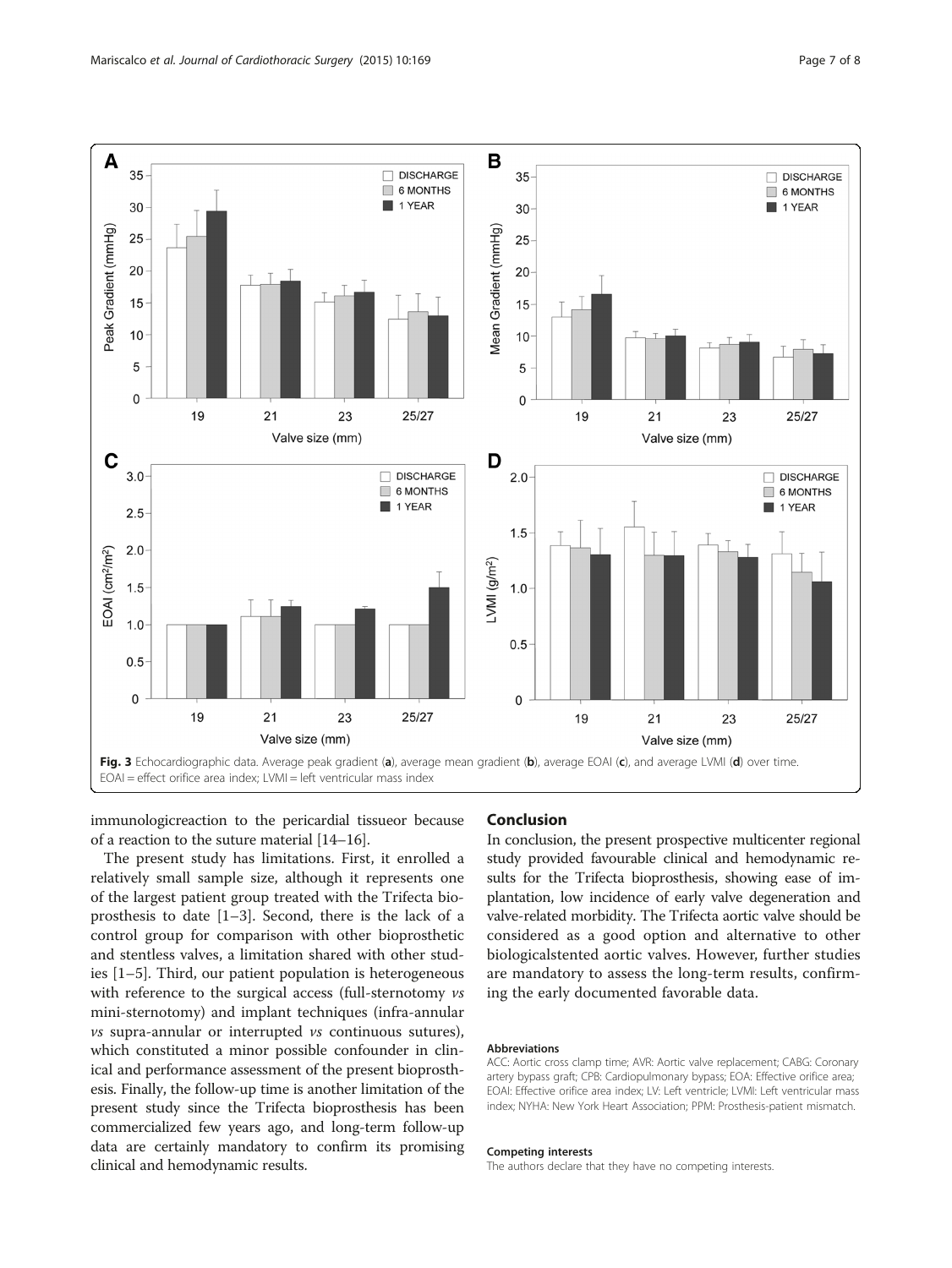A

Peak Gradient (mmHg)

35
30
25
20
15
10
5
0

19 21 23 25/27

Valve size (mm)

DISCHARGE
6 MONTHS
1 YEAR

B

Mean Gradient (mmHg)

35
30
25
20
15
10
5
0

19 21 23 25/27

Valve size (mm)

DISCHARGE
6 MONTHS
1 YEAR

C

EOAI (cm²/m²)

3.0
2.5
2.0
1.5
1.0
0.5
0

19 21 23 25/27

Valve size (mm)

DISCHARGE
6 MONTHS
1 YEAR

D

LVMI (g/m²)

2.0
1.5
1.0
0.5
0

19 21 23 25/27

Valve size (mm)

DISCHARGE
6 MONTHS
1 YEAR

**Fig. 3** Echocardiographic data. Average peak gradient (**a**), average mean gradient (**b**), average EOAI (**c**), and average LVMI (**d**) over time. EOAI = effect orifice area index; LVMI = left ventricular mass index

immunologicreaction to the pericardial tissueor because of a reaction to the suture material [14–16].

The present study has limitations. First, it enrolled a relatively small sample size, although it represents one of the largest patient group treated with the Trifecta bioprosthesis to date [1–3]. Second, there is the lack of a control group for comparison with other bioprosthetic and stentless valves, a limitation shared with other studies [1–5]. Third, our patient population is heterogeneous with reference to the surgical access (full-sternotomy *vs* mini-sternotomy) and implant techniques (infra-annular *vs* supra-annular or interrupted *vs* continuous sutures), which constituted a minor possible confounder in clinical and performance assessment of the present bioprosthesis. Finally, the follow-up time is another limitation of the present study since the Trifecta bioprosthesis has been commercialized few years ago, and long-term follow-up data are certainly mandatory to confirm its promising clinical and hemodynamic results.

## Conclusion

In conclusion, the present prospective multicenter regional study provided favourable clinical and hemodynamic results for the Trifecta bioprosthesis, showing ease of implantation, low incidence of early valve degeneration and valve-related morbidity. The Trifecta aortic valve should be considered as a good option and alternative to other biologicalstented aortic valves. However, further studies are mandatory to assess the long-term results, confirming the early documented favorable data.

#### Abbreviations

ACC: Aortic cross clamp time; AVR: Aortic valve replacement; CABG: Coronary artery bypass graft; CPB: Cardiopulmonary bypass; EOA: Effective orifice area; EOAI: Effective orifice area index; LV: Left ventricle; LVMI: Left ventricular mass index; NYHA: New York Heart Association; PPM: Prosthesis-patient mismatch.

#### Competing interests

The authors declare that they have no competing interests.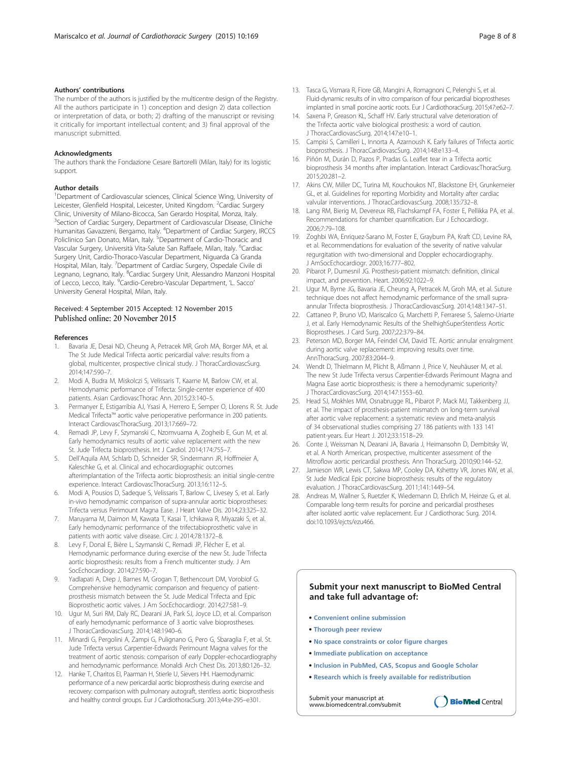### Authors' contributions

The number of the authors is justified by the multicentre design of the Registry. All the authors participate in 1) conception and design 2) data collection or interpretation of data, or both; 2) drafting of the manuscript or revising it critically for important intellectual content; and 3) final approval of the manuscript submitted.

### Acknowledgments

The authors thank the Fondazione Cesare Bartorelli (Milan, Italy) for its logistic support.

### Author details

[1]Department of Cardiovascular sciences, Clinical Science Wing, University of Leicester, Glenfield Hospital, Leicester, United Kingdom. [2]Cardiac Surgery Clinic, University of Milano-Bicocca, San Gerardo Hospital, Monza, Italy. [3]Section of Cardiac Surgery, Department of Cardiovascular Disease, Cliniche Humanitas Gavazzeni, Bergamo, Italy. [4]Department of Cardiac Surgery, IRCCS Policlinico San Donato, Milan, Italy. [5]Department of Cardio-Thoracic and Vascular Surgery, Università Vita-Salute San Raffaele, Milan, Italy. [6]Cardiac Surgery Unit, Cardio-Thoraco-Vascular Department, Niguarda Cà Granda Hospital, Milan, Italy. [7]Department of Cardiac Surgery, Ospedale Civile di Legnano, Legnano, Italy. [8]Cardiac Surgery Unit, Alessandro Manzoni Hospital of Lecco, Lecco, Italy. [9]Cardio-Cerebro-Vascular Department, 'L. Sacco' University General Hospital, Milan, Italy.

Received: 4 September 2015 Accepted: 12 November 2015
Published online: 20 November 2015

### References

1. Bavaria JE, Desai ND, Cheung A, Petracek MR, Groh MA, Borger MA, et al. The St Jude Medical Trifecta aortic pericardial valve: results from a global, multicenter, prospective clinical study. J ThoracCardiovascSurg. 2014;147:590–7.
2. Modi A, Budra M, Miskolczi S, Velissaris T, Kaarne M, Barlow CW, et al. Hemodynamic performance of Trifecta: Single-center experience of 400 patients. Asian CardiovascThorac Ann. 2015;23:140–5.
3. Permanyer E, Estigarribia AJ, Ysasi A, Herrero E, Semper O, Llorens R. St. Jude Medical Trifecta™ aortic valve perioperative performance in 200 patients. Interact CardiovascThoracSurg. 2013;17:669–72.
4. Remadi JP, Levy F, Szymanski C, Nzomvuama A, Zogheib E, Gun M, et al. Early hemodynamics results of aortic valve replacement with the new St. Jude Trifecta bioprosthesis. Int J Cardiol. 2014;174:755–7.
5. Dell'Aquila AM, Schlarb D, Schneider SR, Sindermann JR, Hoffmeier A, Kaleschke G, et al. Clinical and echocardiographic outcomes afterimplantation of the Trifecta aortic bioprosthesis: an initial single-centre experience. Interact CardiovascThoracSurg. 2013;16:112–5.
6. Modi A, Pousios D, Sadeque S, Velissaris T, Barlow C, Livesey S, et al. Early in-vivo hemodynamic comparison of supra-annular aortic bioprostheses: Trifecta versus Perimount Magna Ease. J Heart Valve Dis. 2014;23:325–32.
7. Maruyama M, Daimon M, Kawata T, Kasai T, Ichikawa R, Miyazaki S, et al. Early hemodynamic performance of the trifectabioprosthetic valve in patients with aortic valve disease. Circ J. 2014;78:1372–8.
8. Levy F, Donal E, Bière L, Szymanski C, Remadi JP, Flécher E, et al. Hemodynamic performance during exercise of the new St. Jude Trifecta aortic bioprosthesis: results from a French multicenter study. J Am SocEchocardiogr. 2014;27:590–7.
9. Yadlapati A, Diep J, Barnes M, Grogan T, Bethencourt DM, Vorobiof G. Comprehensive hemodynamic comparison and frequency of patient-prosthesis mismatch between the St. Jude Medical Trifecta and Epic Bioprosthetic aortic valves. J Am SocEchocardiogr. 2014;27:581–9.
10. Ugur M, Suri RM, Daly RC, Dearani JA, Park SJ, Joyce LD, et al. Comparison of early hemodynamic performance of 3 aortic valve bioprostheses. J ThoracCardiovascSurg. 2014;148:1940–6.
11. Minardi G, Pergolini A, Zampi G, Pulignano G, Pero G, Sbaraglia F, et al. St. Jude Trifecta versus Carpentier-Edwards Perimount Magna valves for the treatment of aortic stenosis: comparison of early Doppler-echocardiography and hemodynamic performance. Monaldi Arch Chest Dis. 2013;80:126–32.
12. Hanke T, Charitos EI, Paarman H, Stierle U, Sievers HH. Haemodynamic performance of a new pericardial aortic bioprosthesis during exercise and recovery: comparison with pulmonary autograft, stentless aortic bioprosthesis and healthy control groups. Eur J CardiothoracSurg. 2013;44:e-295–e301.
13. Tasca G, Vismara R, Fiore GB, Mangini A, Romagnoni C, Pelenghi S, et al. Fluid-dynamic results of in vitro comparison of four pericardial bioprostheses implanted in small porcine aortic roots. Eur J CardiothoracSurg. 2015;47:e62–7.
14. Saxena P, Greason KL, Schaff HV. Early structural valve deterioration of the Trifecta aortic valve biological prosthesis: a word of caution. J ThoracCardiovascSurg. 2014;147:e10–1.
15. Campisi S, Camilleri L, Innorta A, Azarnoush K. Early failures of Trifecta aortic bioprosthesis. J ThoracCardiovascSurg. 2014;148:e133–4.
16. Piñón M, Durán D, Pazos P, Pradas G. Leaflet tear in a Trifecta aortic bioprosthesis 34 months after implantation. Interact CardiovascThoracSurg. 2015;20:281–2.
17. Akins CW, Miller DC, Turina MI, Kouchoukos NT, Blackstone EH, Grunkemeier GL, et al. Guidelines for reporting Morbidity and Mortality after cardiac valvular interventions. J ThoracCardiovascSurg. 2008;135:732–8.
18. Lang RM, Bierig M, Devereux RB, Flachskampf FA, Foster E, Pellikka PA, et al. Recommendations for chamber quantification. Eur J Echocardiogr. 2006;7:79–108.
19. Zoghbi WA, Enriquez-Sarano M, Foster E, Grayburn PA, Kraft CD, Levine RA, et al. Recommendations for evaluation of the severity of native valvular regurgitation with two-dimensional and Doppler echocardiography. J AmSocEchocardiogr. 2003;16:777–802.
20. Pibarot P, Dumesnil JG. Prosthesis-patient mismatch: definition, clinical impact, and prevention. Heart. 2006;92:1022–9.
21. Ugur M, Byrne JG, Bavaria JE, Cheung A, Petracek M, Groh MA, et al. Suture technique does not affect hemodynamic performance of the small supra-annular Trifecta bioprosthesis. J ThoracCardiovascSurg. 2014;148:1347–51.
22. Cattaneo P, Bruno VD, Mariscalco G, Marchetti P, Ferrarese S, Salerno-Uriarte J, et al. Early Hemodynamic Results of the ShelhighSuperStentless Aortic Bioprostheses. J Card Surg. 2007;22:379–84.
23. Peterson MD, Borger MA, Feindel CM, David TE. Aortic annular enralrgment during aortic valve replacement: improving results over time. AnnThoracSurg. 2007;83:2044–9.
24. Wendt D, Thielmann M, Plicht B, Aßmann J, Price V, Neuhäuser M, et al. The new St Jude Trifecta versus Carpentier-Edwards Perimount Magna and Magna Ease aortic bioprosthesis: is there a hemodynamic superiority? J ThoracCardiovascSurg. 2014;147:1553–60.
25. Head SJ, Mokhles MM, Osnabrugge RL, Pibarot P, Mack MJ, Takkenberg JJ, et al. The impact of prosthesis-patient mismatch on long-term survival after aortic valve replacement: a systematic review and meta-analysis of 34 observational studies comprising 27 186 patients with 133 141 patient-years. Eur Heart J. 2012;33:1518–29.
26. Conte J, Weissman N, Dearani JA, Bavaria J, Heimansohn D, Dembitsky W, et al. A North American, prospective, multicenter assessment of the Mitroflow aortic pericardial prosthesis. Ann ThoracSurg. 2010;90:144–52.
27. Jamieson WR, Lewis CT, Sakwa MP, Cooley DA, Kshettry VR, Jones KW, et al. St Jude Medical Epic porcine bioprosthesis: results of the regulatory evaluation. J ThoracCardiovascSurg. 2011;141:1449–54.
28. Andreas M, Wallner S, Ruetzler K, Wiedemann D, Ehrlich M, Heinze G, et al. Comparable long-term results for porcine and pericardial prostheses after isolated aortic valve replacement. Eur J Cardiothorac Surg. 2014. doi:10.1093/ejcts/ezu466.

**Submit your next manuscript to BioMed Central and take full advantage of:**

- Convenient online submission
- Thorough peer review
- No space constraints or color figure charges
- Immediate publication on acceptance
- Inclusion in PubMed, CAS, Scopus and Google Scholar
- Research which is freely available for redistribution

Submit your manuscript at www.biomedcentral.com/submit

BioMed Central